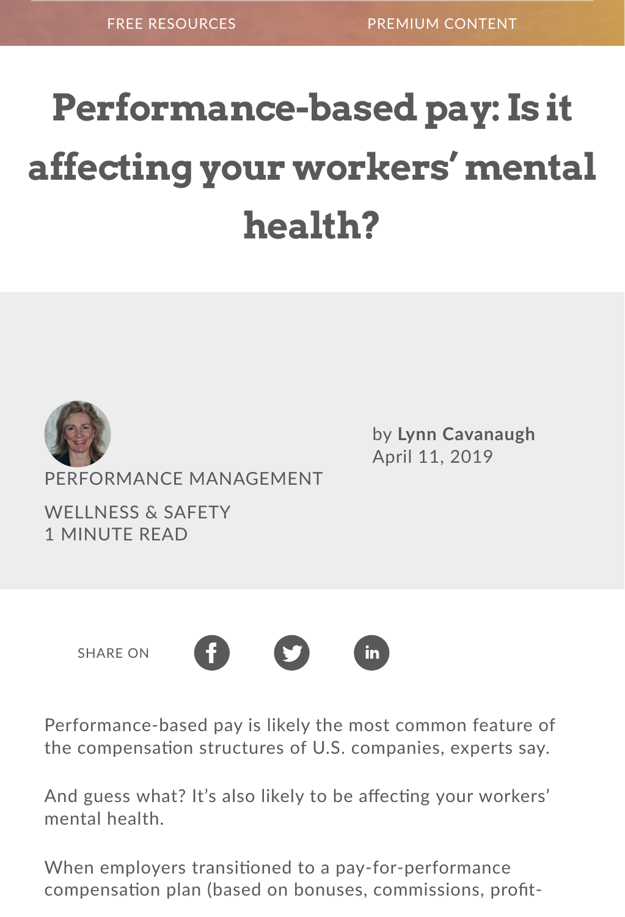FREE RESOURCES PREMIUM CONTENT

# Performance-based pay: Is it affecting your workers' mental health?

PERFORMANCE MANAGEMENT

WELLNESS & SAFETY
1 MINUTE READ

by **Lynn Cavanaugh**
April 11, 2019

SHARE ON

Performance-based pay is likely the most common feature of the compensation structures of U.S. companies, experts say.

And guess what? It's also likely to be affecting your workers' mental health.

When employers transitioned to a pay-for-performance compensation plan (based on bonuses, commissions, profit-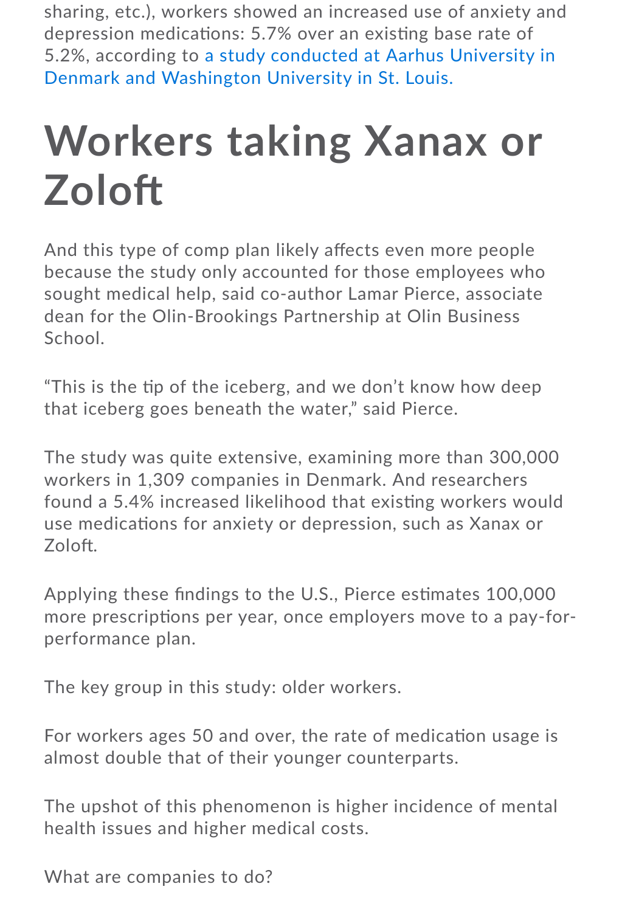sharing, etc.), workers showed an increased use of anxiety and depression medications: 5.7% over an existing base rate of 5.2%, according to a study conducted at Aarhus University in Denmark and Washington University in St. Louis.

# Workers taking Xanax or Zoloft

And this type of comp plan likely affects even more people because the study only accounted for those employees who sought medical help, said co-author Lamar Pierce, associate dean for the Olin-Brookings Partnership at Olin Business School.

"This is the tip of the iceberg, and we don't know how deep that iceberg goes beneath the water," said Pierce.

The study was quite extensive, examining more than 300,000 workers in 1,309 companies in Denmark. And researchers found a 5.4% increased likelihood that existing workers would use medications for anxiety or depression, such as Xanax or Zoloft.

Applying these findings to the U.S., Pierce estimates 100,000 more prescriptions per year, once employers move to a pay-for-performance plan.

The key group in this study: older workers.

For workers ages 50 and over, the rate of medication usage is almost double that of their younger counterparts.

The upshot of this phenomenon is higher incidence of mental health issues and higher medical costs.

What are companies to do?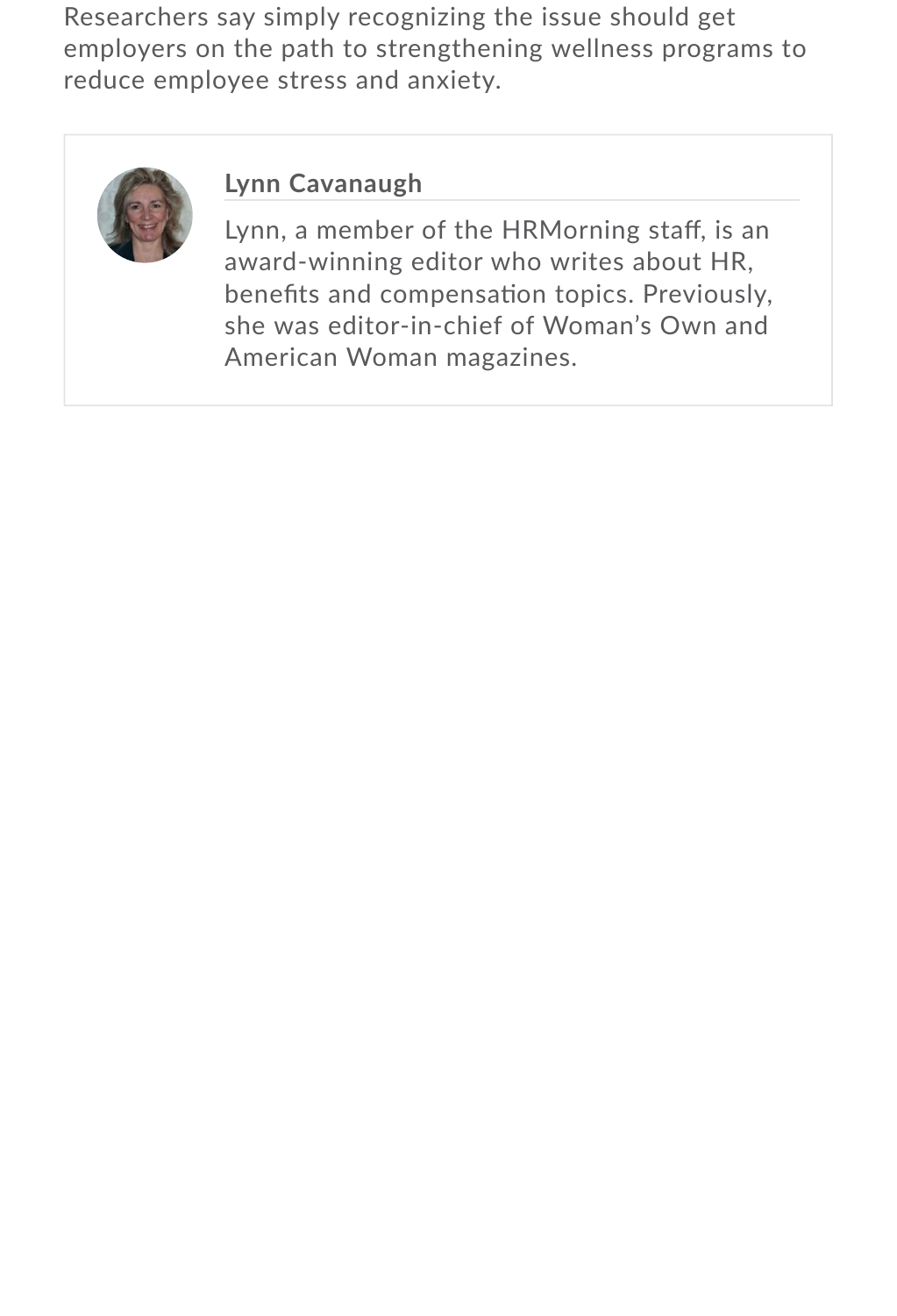Researchers say simply recognizing the issue should get employers on the path to strengthening wellness programs to reduce employee stress and anxiety.

**Lynn Cavanaugh**

Lynn, a member of the HRMorning staff, is an award-winning editor who writes about HR, benefits and compensation topics. Previously, she was editor-in-chief of Woman's Own and American Woman magazines.